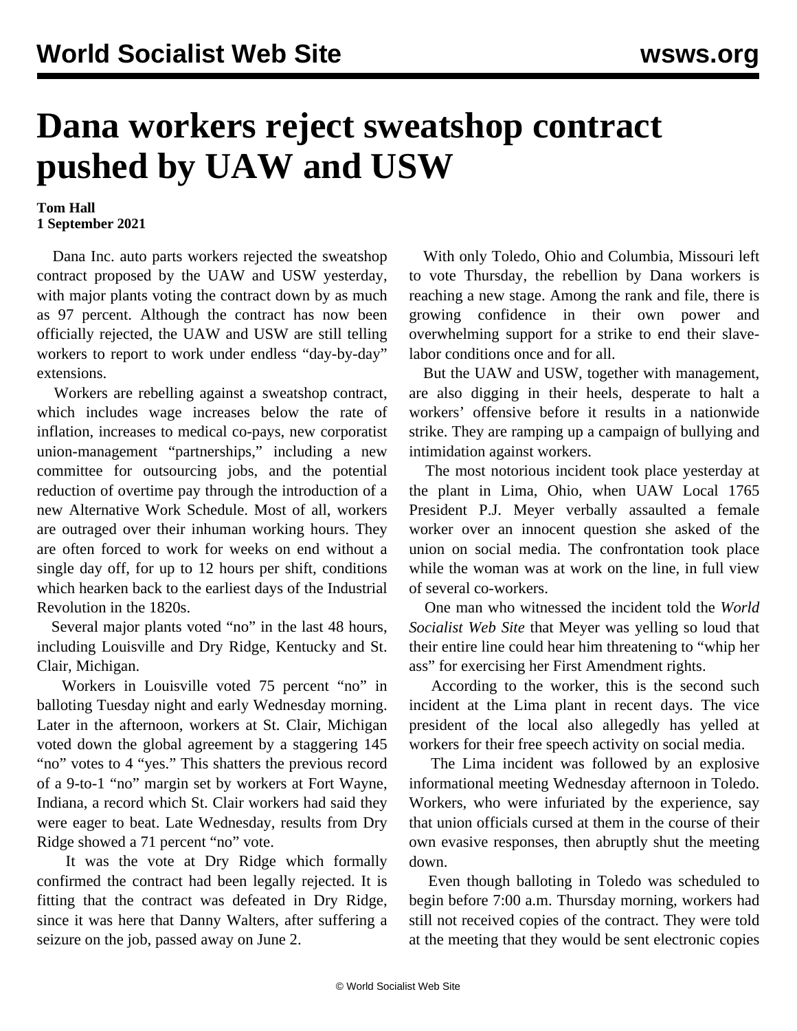# Dana workers reject sweatshop contract pushed by UAW and USW

**Tom Hall**
**1 September 2021**

Dana Inc. auto parts workers rejected the sweatshop contract proposed by the UAW and USW yesterday, with major plants voting the contract down by as much as 97 percent. Although the contract has now been officially rejected, the UAW and USW are still telling workers to report to work under endless "day-by-day" extensions.

Workers are rebelling against a sweatshop contract, which includes wage increases below the rate of inflation, increases to medical co-pays, new corporatist union-management "partnerships," including a new committee for outsourcing jobs, and the potential reduction of overtime pay through the introduction of a new Alternative Work Schedule. Most of all, workers are outraged over their inhuman working hours. They are often forced to work for weeks on end without a single day off, for up to 12 hours per shift, conditions which hearken back to the earliest days of the Industrial Revolution in the 1820s.

Several major plants voted "no" in the last 48 hours, including Louisville and Dry Ridge, Kentucky and St. Clair, Michigan.

Workers in Louisville voted 75 percent "no" in balloting Tuesday night and early Wednesday morning. Later in the afternoon, workers at St. Clair, Michigan voted down the global agreement by a staggering 145 "no" votes to 4 "yes." This shatters the previous record of a 9-to-1 "no" margin set by workers at Fort Wayne, Indiana, a record which St. Clair workers had said they were eager to beat. Late Wednesday, results from Dry Ridge showed a 71 percent "no" vote.

It was the vote at Dry Ridge which formally confirmed the contract had been legally rejected. It is fitting that the contract was defeated in Dry Ridge, since it was here that Danny Walters, after suffering a seizure on the job, passed away on June 2.

With only Toledo, Ohio and Columbia, Missouri left to vote Thursday, the rebellion by Dana workers is reaching a new stage. Among the rank and file, there is growing confidence in their own power and overwhelming support for a strike to end their slave-labor conditions once and for all.

But the UAW and USW, together with management, are also digging in their heels, desperate to halt a workers' offensive before it results in a nationwide strike. They are ramping up a campaign of bullying and intimidation against workers.

The most notorious incident took place yesterday at the plant in Lima, Ohio, when UAW Local 1765 President P.J. Meyer verbally assaulted a female worker over an innocent question she asked of the union on social media. The confrontation took place while the woman was at work on the line, in full view of several co-workers.

One man who witnessed the incident told the *World Socialist Web Site* that Meyer was yelling so loud that their entire line could hear him threatening to "whip her ass" for exercising her First Amendment rights.

According to the worker, this is the second such incident at the Lima plant in recent days. The vice president of the local also allegedly has yelled at workers for their free speech activity on social media.

The Lima incident was followed by an explosive informational meeting Wednesday afternoon in Toledo. Workers, who were infuriated by the experience, say that union officials cursed at them in the course of their own evasive responses, then abruptly shut the meeting down.

Even though balloting in Toledo was scheduled to begin before 7:00 a.m. Thursday morning, workers had still not received copies of the contract. They were told at the meeting that they would be sent electronic copies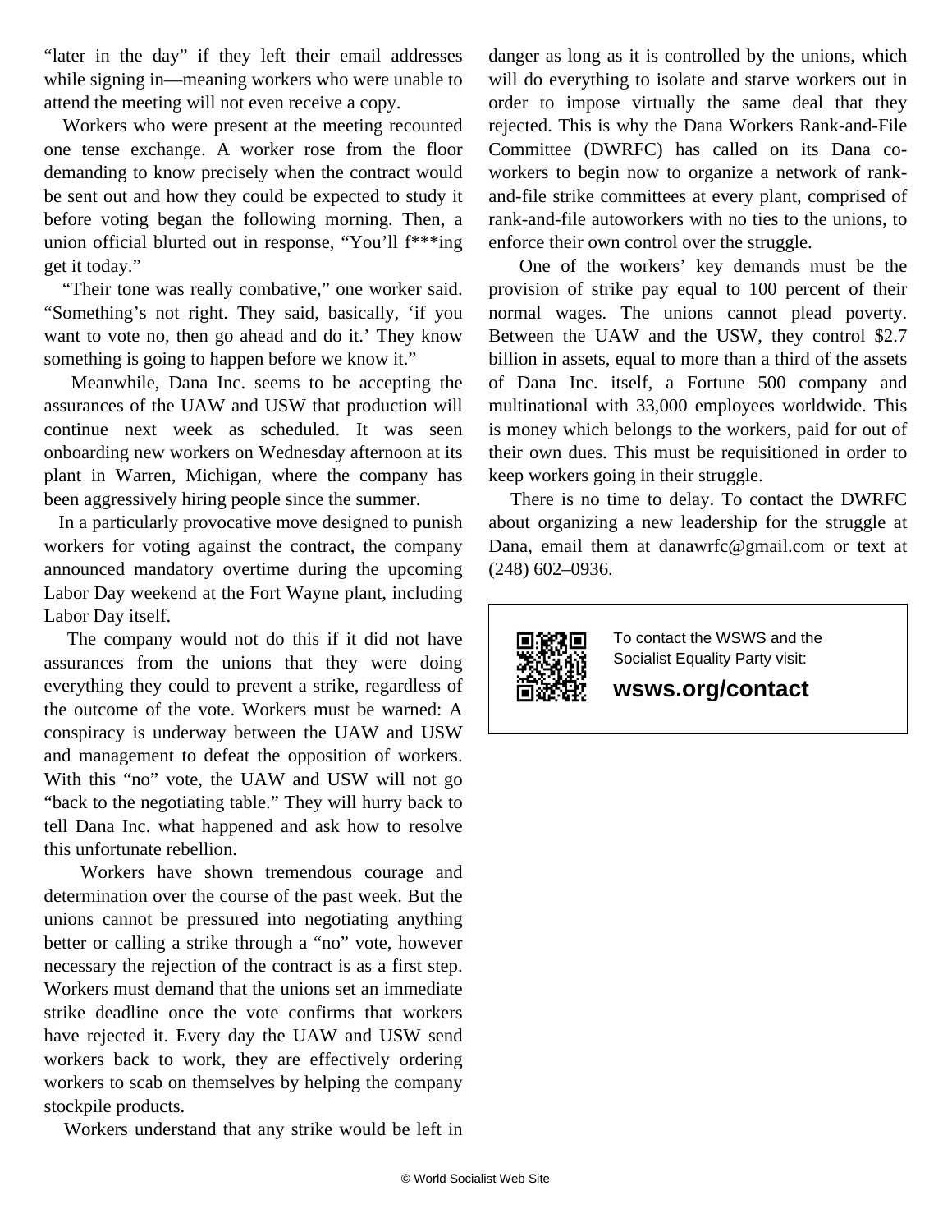“later in the day” if they left their email addresses while signing in—meaning workers who were unable to attend the meeting will not even receive a copy.

Workers who were present at the meeting recounted one tense exchange. A worker rose from the floor demanding to know precisely when the contract would be sent out and how they could be expected to study it before voting began the following morning. Then, a union official blurted out in response, “You’ll f***ing get it today.”

“Their tone was really combative,” one worker said. “Something’s not right. They said, basically, ‘if you want to vote no, then go ahead and do it.’ They know something is going to happen before we know it.”

Meanwhile, Dana Inc. seems to be accepting the assurances of the UAW and USW that production will continue next week as scheduled. It was seen onboarding new workers on Wednesday afternoon at its plant in Warren, Michigan, where the company has been aggressively hiring people since the summer.

In a particularly provocative move designed to punish workers for voting against the contract, the company announced mandatory overtime during the upcoming Labor Day weekend at the Fort Wayne plant, including Labor Day itself.

The company would not do this if it did not have assurances from the unions that they were doing everything they could to prevent a strike, regardless of the outcome of the vote. Workers must be warned: A conspiracy is underway between the UAW and USW and management to defeat the opposition of workers. With this “no” vote, the UAW and USW will not go “back to the negotiating table.” They will hurry back to tell Dana Inc. what happened and ask how to resolve this unfortunate rebellion.

Workers have shown tremendous courage and determination over the course of the past week. But the unions cannot be pressured into negotiating anything better or calling a strike through a “no” vote, however necessary the rejection of the contract is as a first step. Workers must demand that the unions set an immediate strike deadline once the vote confirms that workers have rejected it. Every day the UAW and USW send workers back to work, they are effectively ordering workers to scab on themselves by helping the company stockpile products.

Workers understand that any strike would be left in danger as long as it is controlled by the unions, which will do everything to isolate and starve workers out in order to impose virtually the same deal that they rejected. This is why the Dana Workers Rank-and-File Committee (DWRFC) has called on its Dana co-workers to begin now to organize a network of rank-and-file strike committees at every plant, comprised of rank-and-file autoworkers with no ties to the unions, to enforce their own control over the struggle.

One of the workers’ key demands must be the provision of strike pay equal to 100 percent of their normal wages. The unions cannot plead poverty. Between the UAW and the USW, they control $2.7 billion in assets, equal to more than a third of the assets of Dana Inc. itself, a Fortune 500 company and multinational with 33,000 employees worldwide. This is money which belongs to the workers, paid for out of their own dues. This must be requisitioned in order to keep workers going in their struggle.

There is no time to delay. To contact the DWRFC about organizing a new leadership for the struggle at Dana, email them at danawrfc@gmail.com or text at (248) 602–0936.

To contact the WSWS and the Socialist Equality Party visit:

**wsws.org/contact**